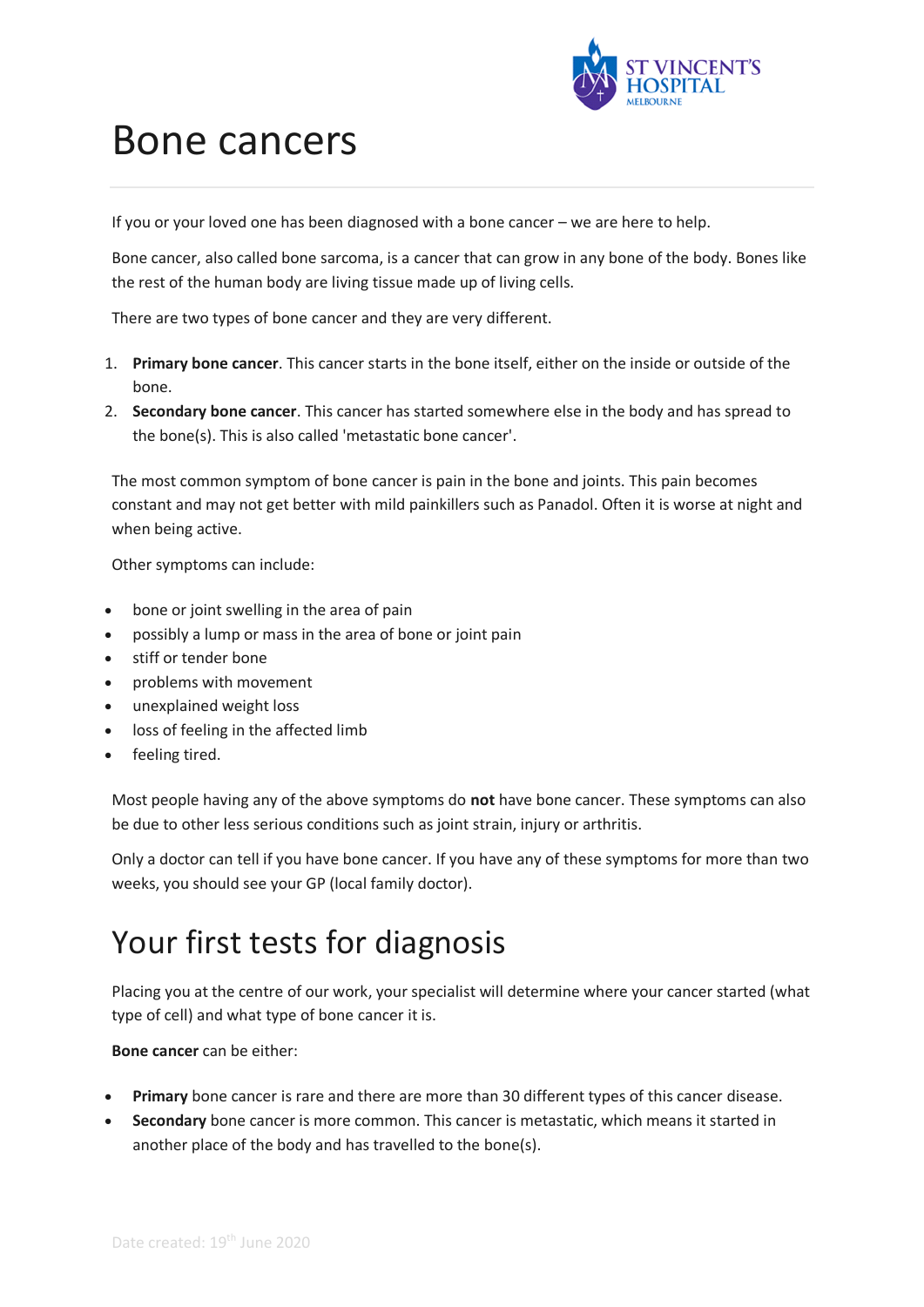# Bone cancers

If you or your loved one has been diagnosed with a bone cancer – we are here to help.

Bone cancer, also called bone sarcoma, is a cancer that can grow in any bone of the body. Bones like the rest of the human body are living tissue made up of living cells.

There are two types of bone cancer and they are very different.

1. **Primary bone cancer**. This cancer starts in the bone itself, either on the inside or outside of the bone.
2. **Secondary bone cancer**. This cancer has started somewhere else in the body and has spread to the bone(s). This is also called 'metastatic bone cancer'.

The most common symptom of bone cancer is pain in the bone and joints. This pain becomes constant and may not get better with mild painkillers such as Panadol. Often it is worse at night and when being active.

Other symptoms can include:

- bone or joint swelling in the area of pain
- possibly a lump or mass in the area of bone or joint pain
- stiff or tender bone
- problems with movement
- unexplained weight loss
- loss of feeling in the affected limb
- feeling tired.

Most people having any of the above symptoms do **not** have bone cancer. These symptoms can also be due to other less serious conditions such as joint strain, injury or arthritis.

Only a doctor can tell if you have bone cancer. If you have any of these symptoms for more than two weeks, you should see your GP (local family doctor).

# Your first tests for diagnosis

Placing you at the centre of our work, your specialist will determine where your cancer started (what type of cell) and what type of bone cancer it is.

**Bone cancer** can be either:

- **Primary** bone cancer is rare and there are more than 30 different types of this cancer disease.
- **Secondary** bone cancer is more common. This cancer is metastatic, which means it started in another place of the body and has travelled to the bone(s).

Date created: 19th June 2020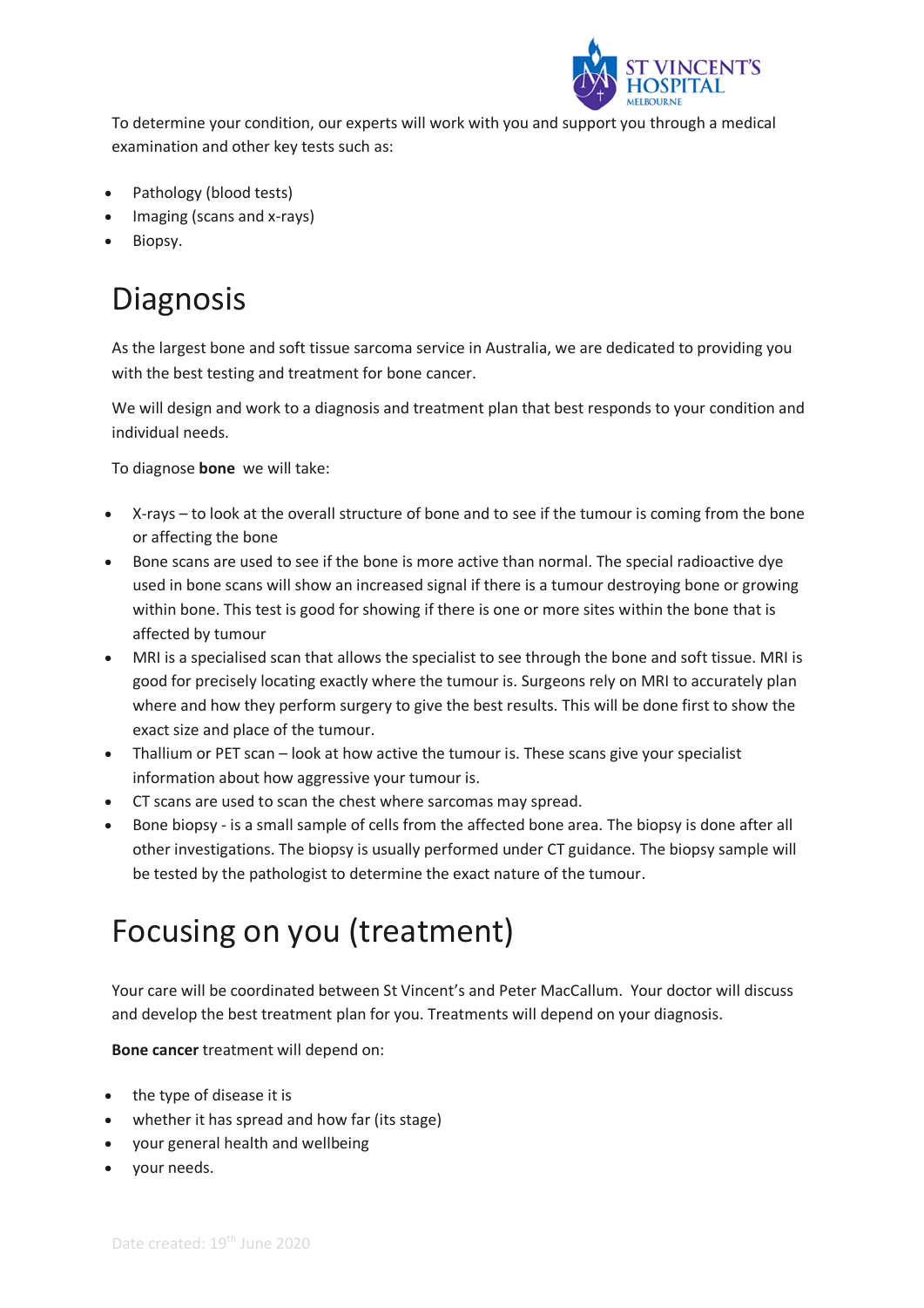To determine your condition, our experts will work with you and support you through a medical examination and other key tests such as:

- Pathology (blood tests)
- Imaging (scans and x-rays)
- Biopsy.

# Diagnosis

As the largest bone and soft tissue sarcoma service in Australia, we are dedicated to providing you with the best testing and treatment for bone cancer.

We will design and work to a diagnosis and treatment plan that best responds to your condition and individual needs.

To diagnose **bone** we will take:

- X-rays – to look at the overall structure of bone and to see if the tumour is coming from the bone or affecting the bone
- Bone scans are used to see if the bone is more active than normal. The special radioactive dye used in bone scans will show an increased signal if there is a tumour destroying bone or growing within bone. This test is good for showing if there is one or more sites within the bone that is affected by tumour
- MRI is a specialised scan that allows the specialist to see through the bone and soft tissue. MRI is good for precisely locating exactly where the tumour is. Surgeons rely on MRI to accurately plan where and how they perform surgery to give the best results. This will be done first to show the exact size and place of the tumour.
- Thallium or PET scan – look at how active the tumour is. These scans give your specialist information about how aggressive your tumour is.
- CT scans are used to scan the chest where sarcomas may spread.
- Bone biopsy - is a small sample of cells from the affected bone area. The biopsy is done after all other investigations. The biopsy is usually performed under CT guidance. The biopsy sample will be tested by the pathologist to determine the exact nature of the tumour.

# Focusing on you (treatment)

Your care will be coordinated between St Vincent's and Peter MacCallum. Your doctor will discuss and develop the best treatment plan for you. Treatments will depend on your diagnosis.

**Bone cancer** treatment will depend on:

- the type of disease it is
- whether it has spread and how far (its stage)
- your general health and wellbeing
- your needs.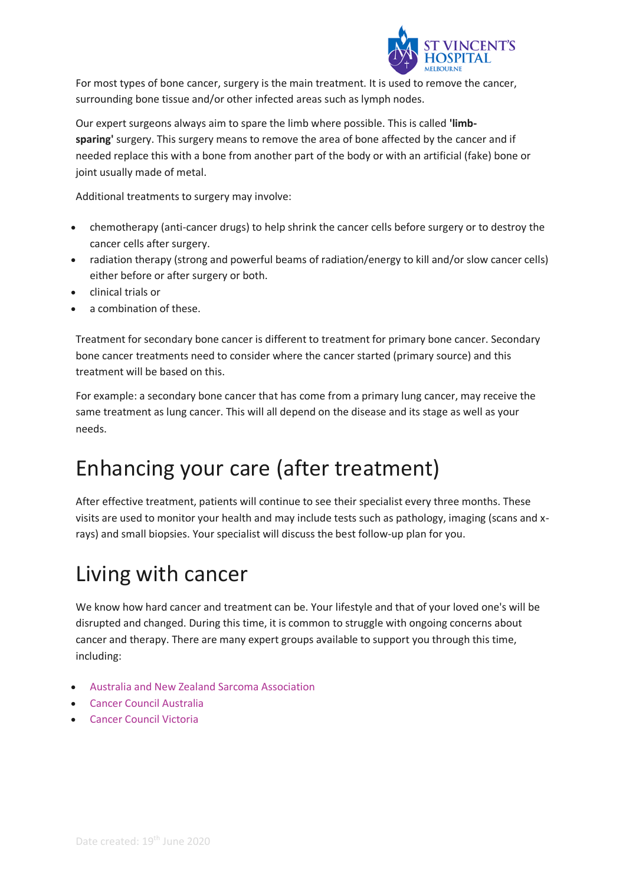For most types of bone cancer, surgery is the main treatment. It is used to remove the cancer, surrounding bone tissue and/or other infected areas such as lymph nodes.

Our expert surgeons always aim to spare the limb where possible. This is called **'limb-sparing'** surgery. This surgery means to remove the area of bone affected by the cancer and if needed replace this with a bone from another part of the body or with an artificial (fake) bone or joint usually made of metal.

Additional treatments to surgery may involve:

- chemotherapy (anti-cancer drugs) to help shrink the cancer cells before surgery or to destroy the cancer cells after surgery.
- radiation therapy (strong and powerful beams of radiation/energy to kill and/or slow cancer cells) either before or after surgery or both.
- clinical trials or
- a combination of these.

Treatment for secondary bone cancer is different to treatment for primary bone cancer. Secondary bone cancer treatments need to consider where the cancer started (primary source) and this treatment will be based on this.

For example: a secondary bone cancer that has come from a primary lung cancer, may receive the same treatment as lung cancer. This will all depend on the disease and its stage as well as your needs.

# Enhancing your care (after treatment)

After effective treatment, patients will continue to see their specialist every three months. These visits are used to monitor your health and may include tests such as pathology, imaging (scans and x-rays) and small biopsies. Your specialist will discuss the best follow-up plan for you.

# Living with cancer

We know how hard cancer and treatment can be. Your lifestyle and that of your loved one's will be disrupted and changed. During this time, it is common to struggle with ongoing concerns about cancer and therapy. There are many expert groups available to support you through this time, including:

- Australia and New Zealand Sarcoma Association
- Cancer Council Australia
- Cancer Council Victoria

Date created: 19th June 2020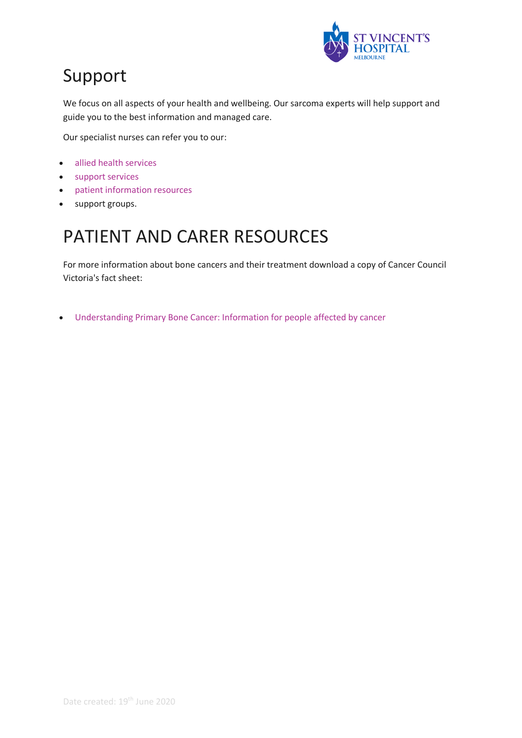# Support

We focus on all aspects of your health and wellbeing. Our sarcoma experts will help support and guide you to the best information and managed care.

Our specialist nurses can refer you to our:

- allied health services
- support services
- patient information resources
- support groups.

# PATIENT AND CARER RESOURCES

For more information about bone cancers and their treatment download a copy of Cancer Council Victoria's fact sheet:

- Understanding Primary Bone Cancer: Information for people affected by cancer

Date created: 19th June 2020